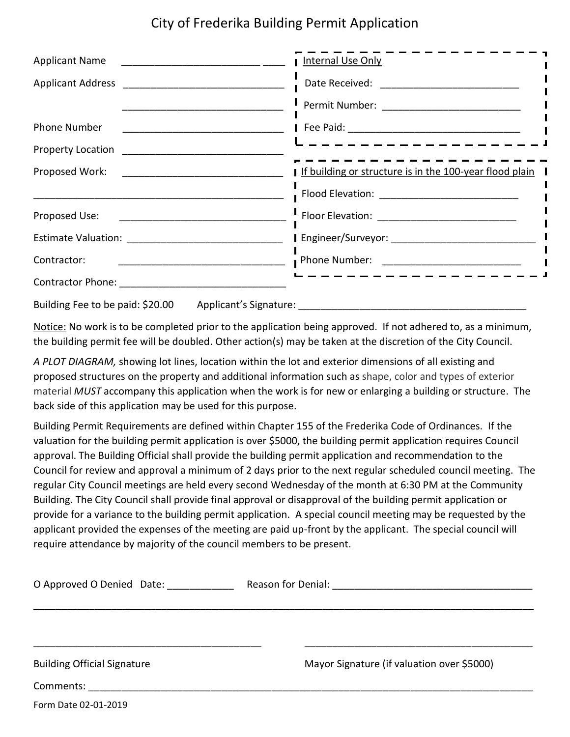# City of Frederika Building Permit Application

Applicant Name ________________________ ____

Applicant Address ____________________________

____________________________

Phone Number ____________________________

Property Location ____________________________

Proposed Work: ____________________________

______________________________________________

Proposed Use: ____________________________

Estimate Valuation: ____________________________

Contractor: ____________________________

Contractor Phone: ____________________________

<u>Internal Use Only</u>

Date Received: ________________________

Permit Number: ________________________

Fee Paid: ______________________________

<u>If building or structure is in the 100-year flood plain</u>

Flood Elevation: ________________________

Floor Elevation: ________________________

Engineer/Surveyor: ________________________

Phone Number: ________________________

Building Fee to be paid: $20.00 Applicant's Signature: ________________________________________

<u>Notice:</u> No work is to be completed prior to the application being approved. If not adhered to, as a minimum, the building permit fee will be doubled. Other action(s) may be taken at the discretion of the City Council.

*A PLOT DIAGRAM,* showing lot lines, location within the lot and exterior dimensions of all existing and proposed structures on the property and additional information such as shape, color and types of exterior material *MUST* accompany this application when the work is for new or enlarging a building or structure. The back side of this application may be used for this purpose.

Building Permit Requirements are defined within Chapter 155 of the Frederika Code of Ordinances. If the valuation for the building permit application is over $5000, the building permit application requires Council approval. The Building Official shall provide the building permit application and recommendation to the Council for review and approval a minimum of 2 days prior to the next regular scheduled council meeting. The regular City Council meetings are held every second Wednesday of the month at 6:30 PM at the Community Building. The City Council shall provide final approval or disapproval of the building permit application or provide for a variance to the building permit application. A special council meeting may be requested by the applicant provided the expenses of the meeting are paid up-front by the applicant. The special council will require attendance by majority of the council members to be present.

O Approved O Denied Date: ____________ Reason for Denial: ____________________________________

__________________________________________________________________________________________

________________________________________ ________________________________________

Building Official Signature Mayor Signature (if valuation over $5000)

Comments: ________________________________________________________________________________

Form Date 02-01-2019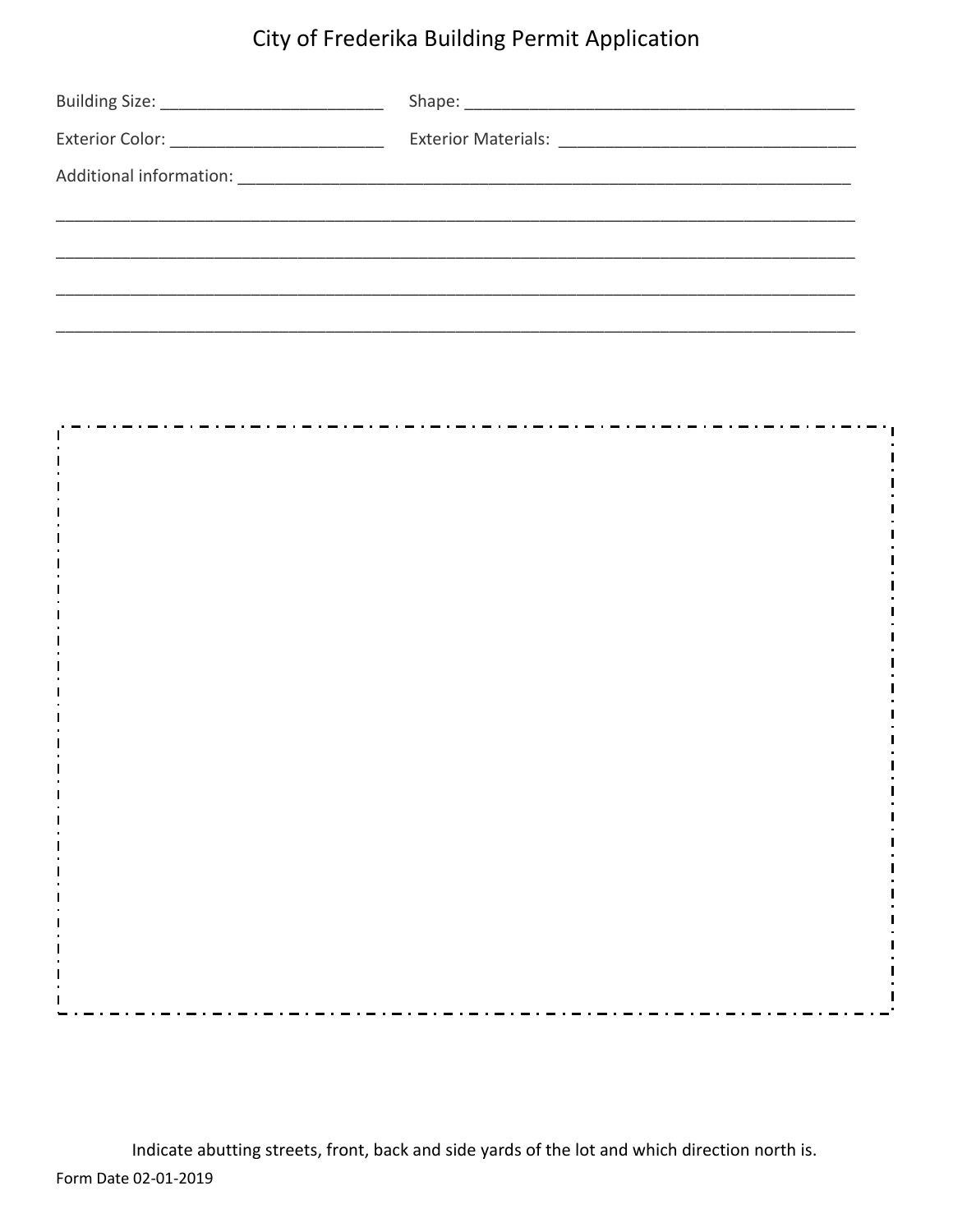# City of Frederika Building Permit Application

Building Size: ________________________ Shape: ________________________________________

Exterior Color: _______________________ Exterior Materials: _______________________________

Additional information: _____________________________________________________________

_______________________________________________________________________________

_______________________________________________________________________________

_______________________________________________________________________________

_______________________________________________________________________________

Indicate abutting streets, front, back and side yards of the lot and which direction north is.

Form Date 02-01-2019